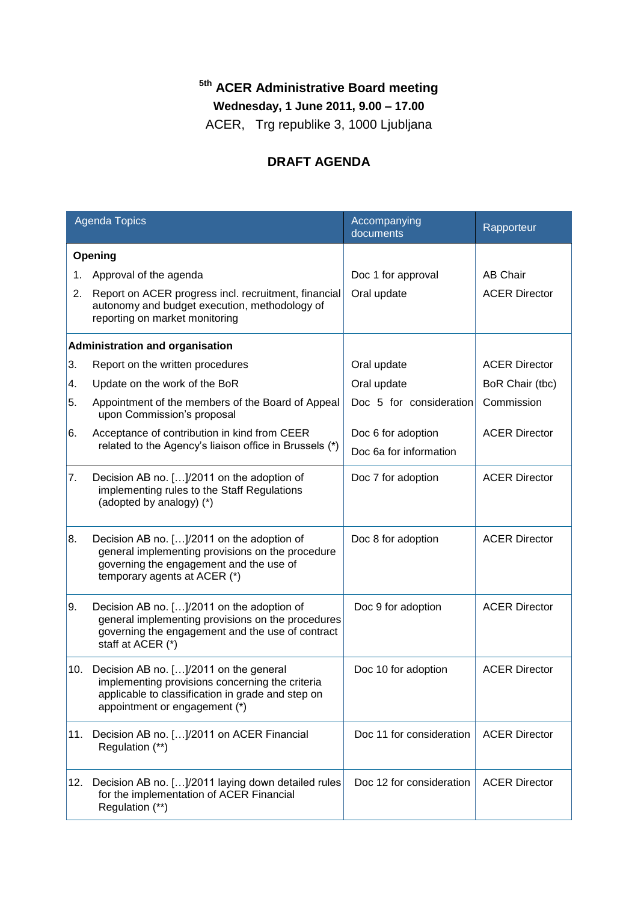# 5th ACER Administrative Board meeting

**Wednesday, 1 June 2011, 9.00 – 17.00**

ACER, Trg republike 3, 1000 Ljubljana

## DRAFT AGENDA

| Agenda Topics | Accompanying documents | Rapporteur |
|---|---|---|
| **Opening** | | |
| 1. Approval of the agenda | Doc 1 for approval | AB Chair |
| 2. Report on ACER progress incl. recruitment, financial autonomy and budget execution, methodology of reporting on market monitoring | Oral update | ACER Director |
| **Administration and organisation** | | |
| 3. Report on the written procedures | Oral update | ACER Director |
| 4. Update on the work of the BoR | Oral update | BoR Chair (tbc) |
| 5. Appointment of the members of the Board of Appeal upon Commission's proposal | Doc 5 for consideration | Commission |
| 6. Acceptance of contribution in kind from CEER related to the Agency's liaison office in Brussels (*) | Doc 6 for adoption<br>Doc 6a for information | ACER Director |
| 7. Decision AB no. […]/2011 on the adoption of implementing rules to the Staff Regulations (adopted by analogy) (*) | Doc 7 for adoption | ACER Director |
| 8. Decision AB no. […]/2011 on the adoption of general implementing provisions on the procedure governing the engagement and the use of temporary agents at ACER (*) | Doc 8 for adoption | ACER Director |
| 9. Decision AB no. […]/2011 on the adoption of general implementing provisions on the procedures governing the engagement and the use of contract staff at ACER (*) | Doc 9 for adoption | ACER Director |
| 10. Decision AB no. […]/2011 on the general implementing provisions concerning the criteria applicable to classification in grade and step on appointment or engagement (*) | Doc 10 for adoption | ACER Director |
| 11. Decision AB no. […]/2011 on ACER Financial Regulation (**) | Doc 11 for consideration | ACER Director |
| 12. Decision AB no. […]/2011 laying down detailed rules for the implementation of ACER Financial Regulation (**) | Doc 12 for consideration | ACER Director |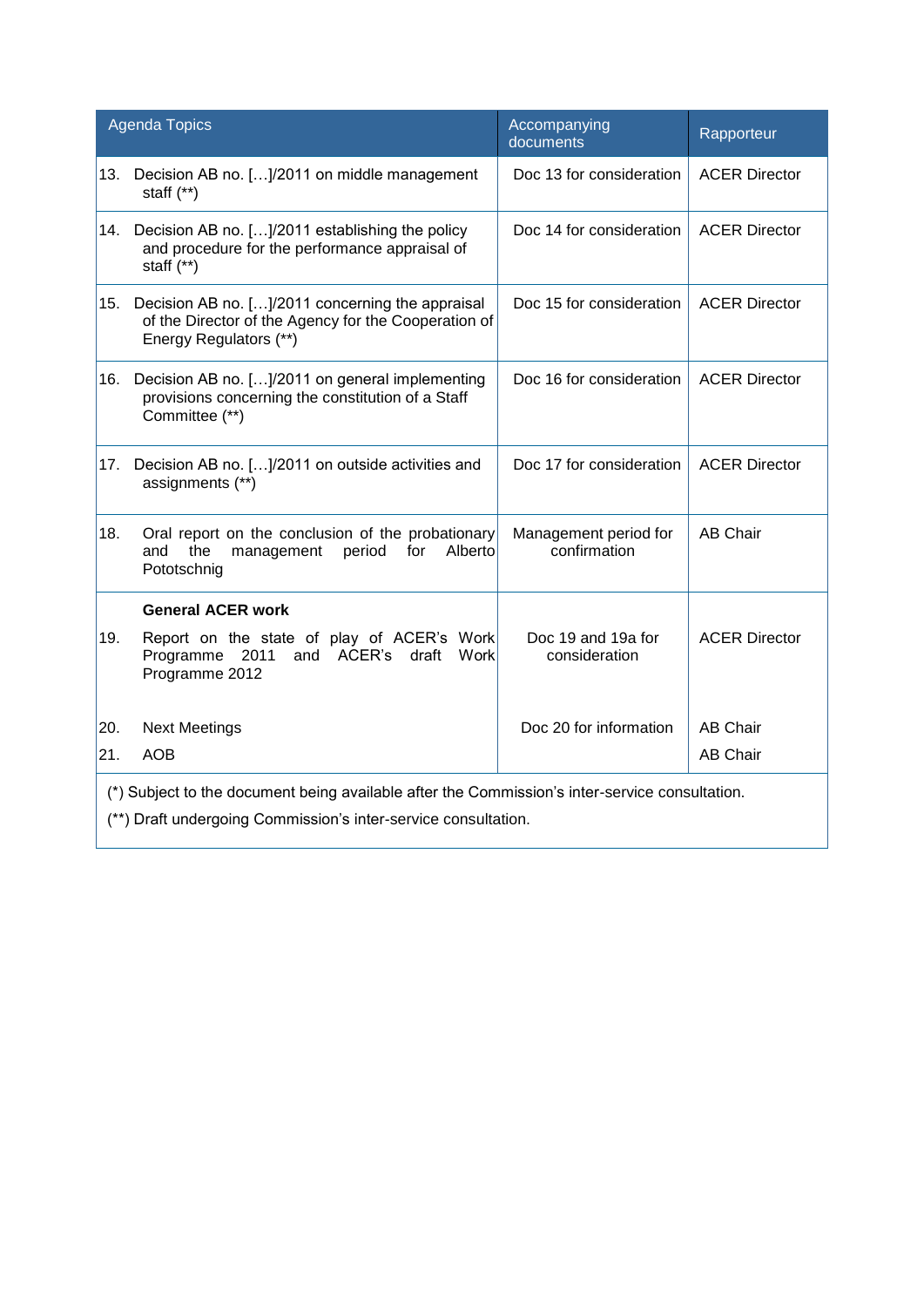| Agenda Topics | Accompanying documents | Rapporteur |
|---|---|---|
| 13. Decision AB no. […]/2011 on middle management staff (**) | Doc 13 for consideration | ACER Director |
| 14. Decision AB no. […]/2011 establishing the policy and procedure for the performance appraisal of staff (**) | Doc 14 for consideration | ACER Director |
| 15. Decision AB no. […]/2011 concerning the appraisal of the Director of the Agency for the Cooperation of Energy Regulators (**) | Doc 15 for consideration | ACER Director |
| 16. Decision AB no. […]/2011 on general implementing provisions concerning the constitution of a Staff Committee (**) | Doc 16 for consideration | ACER Director |
| 17. Decision AB no. […]/2011 on outside activities and assignments (**) | Doc 17 for consideration | ACER Director |
| 18. Oral report on the conclusion of the probationary and the management period for Alberto Pototschnig | Management period for confirmation | AB Chair |
| **General ACER work** | | |
| 19. Report on the state of play of ACER's Work Programme 2011 and ACER's draft Work Programme 2012 | Doc 19 and 19a for consideration | ACER Director |
| 20. Next Meetings | Doc 20 for information | AB Chair |
| 21. AOB | | AB Chair |

(*) Subject to the document being available after the Commission's inter-service consultation.

(**) Draft undergoing Commission's inter-service consultation.